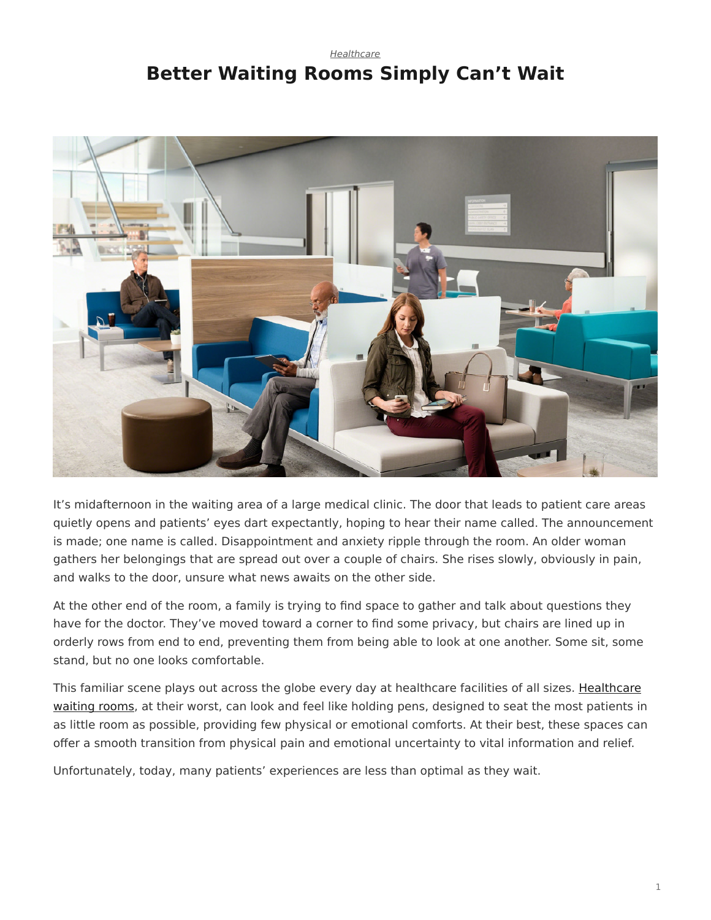*Healthcare*

# Better Waiting Rooms Simply Can't Wait

It's midafternoon in the waiting area of a large medical clinic. The door that leads to patient care areas quietly opens and patients' eyes dart expectantly, hoping to hear their name called. The announcement is made; one name is called. Disappointment and anxiety ripple through the room. An older woman gathers her belongings that are spread out over a couple of chairs. She rises slowly, obviously in pain, and walks to the door, unsure what news awaits on the other side.

At the other end of the room, a family is trying to find space to gather and talk about questions they have for the doctor. They've moved toward a corner to find some privacy, but chairs are lined up in orderly rows from end to end, preventing them from being able to look at one another. Some sit, some stand, but no one looks comfortable.

This familiar scene plays out across the globe every day at healthcare facilities of all sizes. Healthcare waiting rooms, at their worst, can look and feel like holding pens, designed to seat the most patients in as little room as possible, providing few physical or emotional comforts. At their best, these spaces can offer a smooth transition from physical pain and emotional uncertainty to vital information and relief.

Unfortunately, today, many patients' experiences are less than optimal as they wait.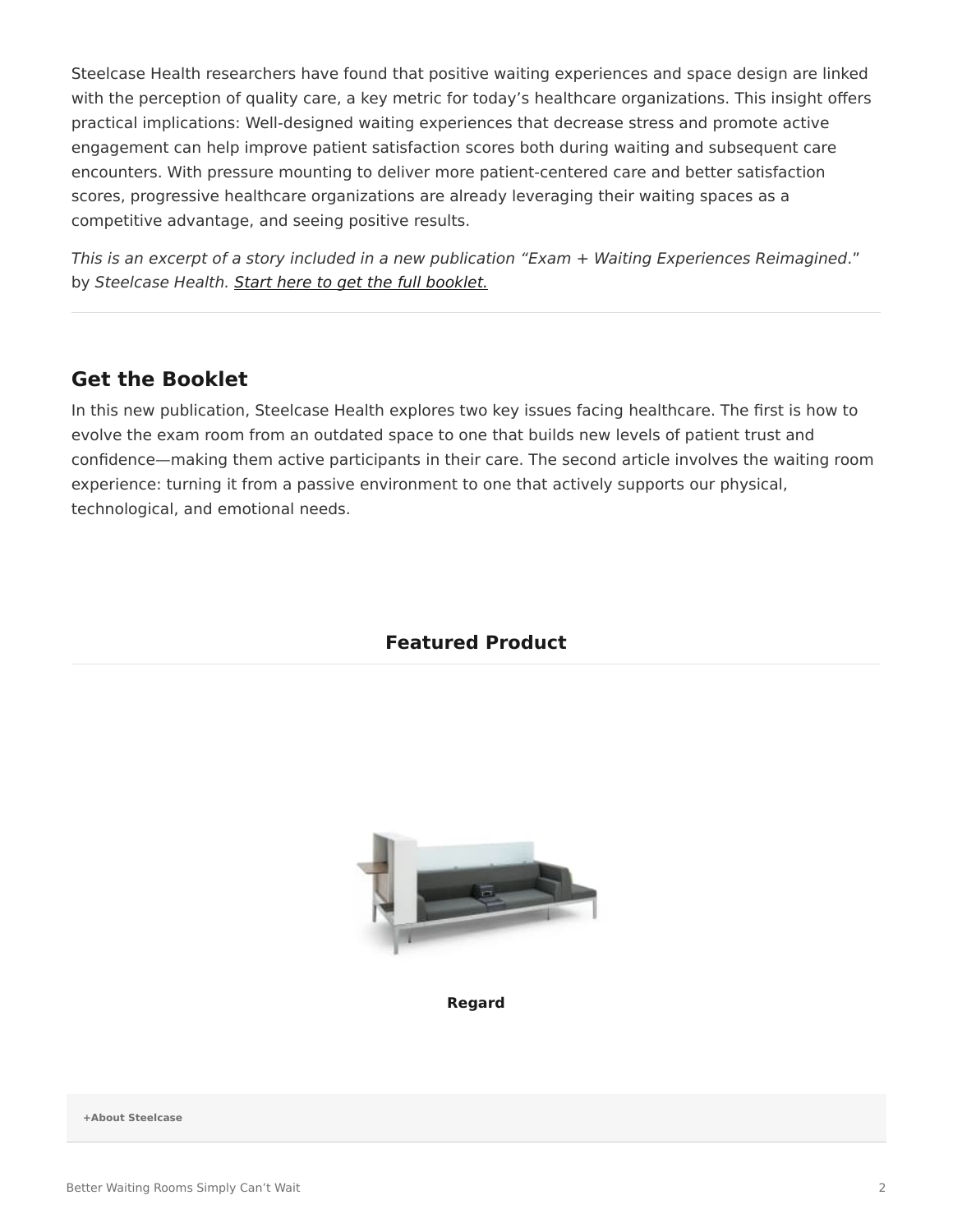Steelcase Health researchers have found that positive waiting experiences and space design are linked with the perception of quality care, a key metric for today's healthcare organizations. This insight offers practical implications: Well-designed waiting experiences that decrease stress and promote active engagement can help improve patient satisfaction scores both during waiting and subsequent care encounters. With pressure mounting to deliver more patient-centered care and better satisfaction scores, progressive healthcare organizations are already leveraging their waiting spaces as a competitive advantage, and seeing positive results.

*This is an excerpt of a story included in a new publication "Exam + Waiting Experiences Reimagined*." by *Steelcase Health. Start here to get the full booklet.*

---

## Get the Booklet

In this new publication, Steelcase Health explores two key issues facing healthcare. The first is how to evolve the exam room from an outdated space to one that builds new levels of patient trust and confidence—making them active participants in their care. The second article involves the waiting room experience: turning it from a passive environment to one that actively supports our physical, technological, and emotional needs.

### Featured Product

**Regard**

**+About Steelcase**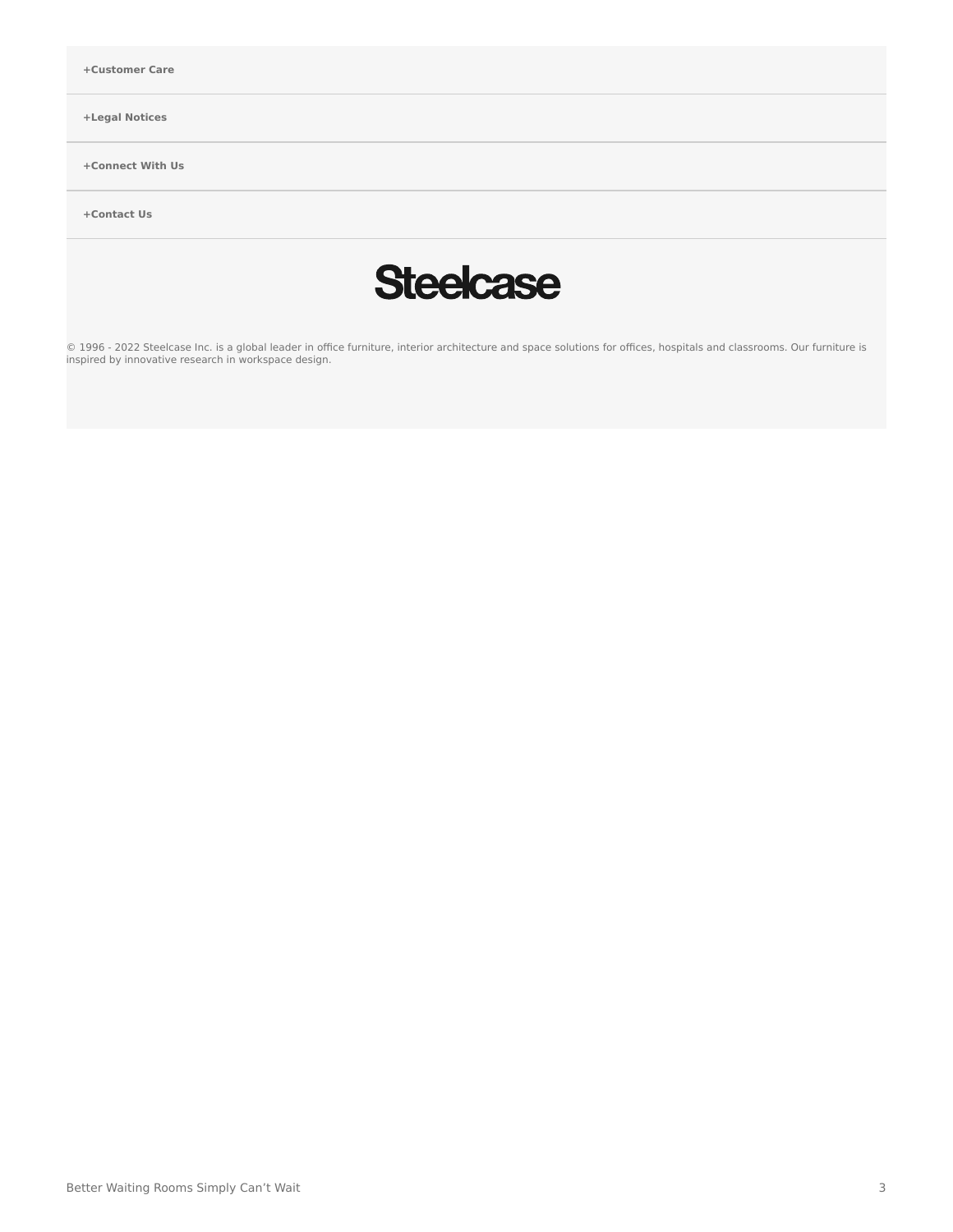**+Customer Care**

**+Legal Notices**

**+Connect With Us**

**+Contact Us**

Steelcase

© 1996 - 2022 Steelcase Inc. is a global leader in office furniture, interior architecture and space solutions for offices, hospitals and classrooms. Our furniture is inspired by innovative research in workspace design.